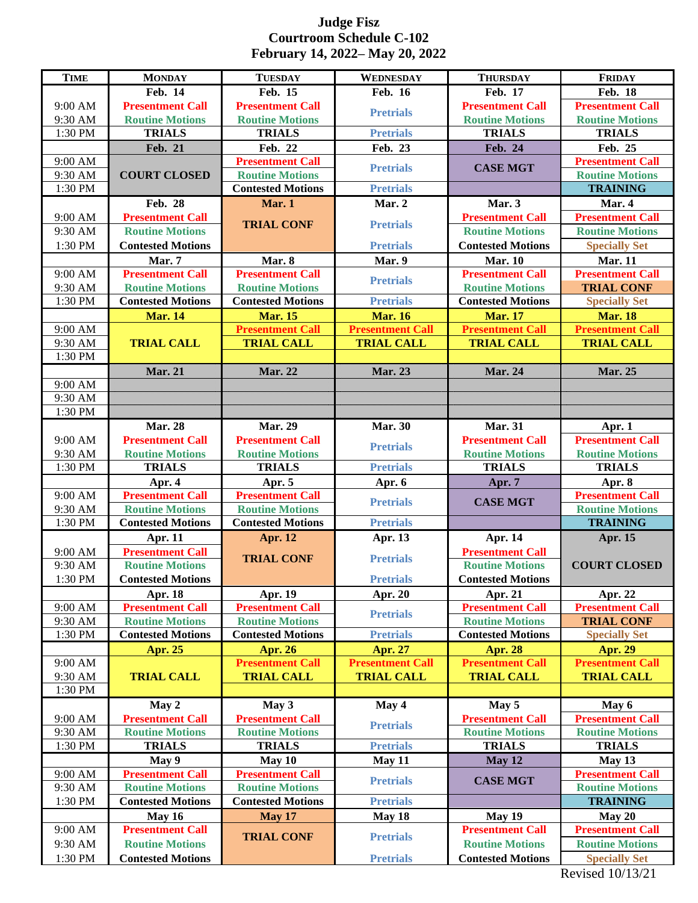# Judge Fisz
## Courtroom Schedule C-102
## February 14, 2022– May 20, 2022

| TIME | MONDAY | TUESDAY | WEDNESDAY | THURSDAY | FRIDAY |
|---|---|---|---|---|---|
| | Feb. 14 | Feb. 15 | Feb. 16 | Feb. 17 | Feb. 18 |
| 9:00 AM | Presentment Call | Presentment Call | Pretrials | Presentment Call | Presentment Call |
| 9:30 AM | Routine Motions | Routine Motions | | Routine Motions | Routine Motions |
| 1:30 PM | TRIALS | TRIALS | Pretrials | TRIALS | TRIALS |
| | Feb. 21 | Feb. 22 | Feb. 23 | Feb. 24 | Feb. 25 |
| 9:00 AM | COURT CLOSED | Presentment Call | Pretrials | CASE MGT | Presentment Call |
| 9:30 AM | | Routine Motions | | | Routine Motions |
| 1:30 PM | | Contested Motions | Pretrials | | TRAINING |
| | Feb. 28 | Mar. 1 | Mar. 2 | Mar. 3 | Mar. 4 |
| 9:00 AM | Presentment Call | TRIAL CONF | Pretrials | Presentment Call | Presentment Call |
| 9:30 AM | Routine Motions | | | Routine Motions | Routine Motions |
| 1:30 PM | Contested Motions | | Pretrials | Contested Motions | Specially Set |
| | Mar. 7 | Mar. 8 | Mar. 9 | Mar. 10 | Mar. 11 |
| 9:00 AM | Presentment Call | Presentment Call | Pretrials | Presentment Call | Presentment Call |
| 9:30 AM | Routine Motions | Routine Motions | | Routine Motions | TRIAL CONF |
| 1:30 PM | Contested Motions | Contested Motions | Pretrials | Contested Motions | Specially Set |
| | Mar. 14 | Mar. 15 | Mar. 16 | Mar. 17 | Mar. 18 |
| 9:00 AM | TRIAL CALL | Presentment Call | Presentment Call | Presentment Call | Presentment Call |
| 9:30 AM | | TRIAL CALL | TRIAL CALL | TRIAL CALL | TRIAL CALL |
| 1:30 PM | | | | | |
| | Mar. 21 | Mar. 22 | Mar. 23 | Mar. 24 | Mar. 25 |
| 9:00 AM | | | | | |
| 9:30 AM | | | | | |
| 1:30 PM | | | | | |
| | Mar. 28 | Mar. 29 | Mar. 30 | Mar. 31 | Apr. 1 |
| 9:00 AM | Presentment Call | Presentment Call | Pretrials | Presentment Call | Presentment Call |
| 9:30 AM | Routine Motions | Routine Motions | | Routine Motions | Routine Motions |
| 1:30 PM | TRIALS | TRIALS | Pretrials | TRIALS | TRIALS |
| | Apr. 4 | Apr. 5 | Apr. 6 | Apr. 7 | Apr. 8 |
| 9:00 AM | Presentment Call | Presentment Call | Pretrials | CASE MGT | Presentment Call |
| 9:30 AM | Routine Motions | Routine Motions | | | Routine Motions |
| 1:30 PM | Contested Motions | Contested Motions | Pretrials | | TRAINING |
| | Apr. 11 | Apr. 12 | Apr. 13 | Apr. 14 | Apr. 15 |
| 9:00 AM | Presentment Call | TRIAL CONF | Pretrials | Presentment Call | COURT CLOSED |
| 9:30 AM | Routine Motions | | | Routine Motions | |
| 1:30 PM | Contested Motions | | Pretrials | Contested Motions | |
| | Apr. 18 | Apr. 19 | Apr. 20 | Apr. 21 | Apr. 22 |
| 9:00 AM | Presentment Call | Presentment Call | Pretrials | Presentment Call | Presentment Call |
| 9:30 AM | Routine Motions | Routine Motions | | Routine Motions | TRIAL CONF |
| 1:30 PM | Contested Motions | Contested Motions | Pretrials | Contested Motions | Specially Set |
| | Apr. 25 | Apr. 26 | Apr. 27 | Apr. 28 | Apr. 29 |
| 9:00 AM | TRIAL CALL | Presentment Call | Presentment Call | Presentment Call | Presentment Call |
| 9:30 AM | | TRIAL CALL | TRIAL CALL | TRIAL CALL | TRIAL CALL |
| 1:30 PM | | | | | |
| | May 2 | May 3 | May 4 | May 5 | May 6 |
| 9:00 AM | Presentment Call | Presentment Call | Pretrials | Presentment Call | Presentment Call |
| 9:30 AM | Routine Motions | Routine Motions | | Routine Motions | Routine Motions |
| 1:30 PM | TRIALS | TRIALS | Pretrials | TRIALS | TRIALS |
| | May 9 | May 10 | May 11 | May 12 | May 13 |
| 9:00 AM | Presentment Call | Presentment Call | Pretrials | CASE MGT | Presentment Call |
| 9:30 AM | Routine Motions | Routine Motions | | | Routine Motions |
| 1:30 PM | Contested Motions | Contested Motions | Pretrials | | TRAINING |
| | May 16 | May 17 | May 18 | May 19 | May 20 |
| 9:00 AM | Presentment Call | TRIAL CONF | Pretrials | Presentment Call | Presentment Call |
| 9:30 AM | Routine Motions | | | Routine Motions | Routine Motions |
| 1:30 PM | Contested Motions | | Pretrials | Contested Motions | Specially Set |

Revised 10/13/21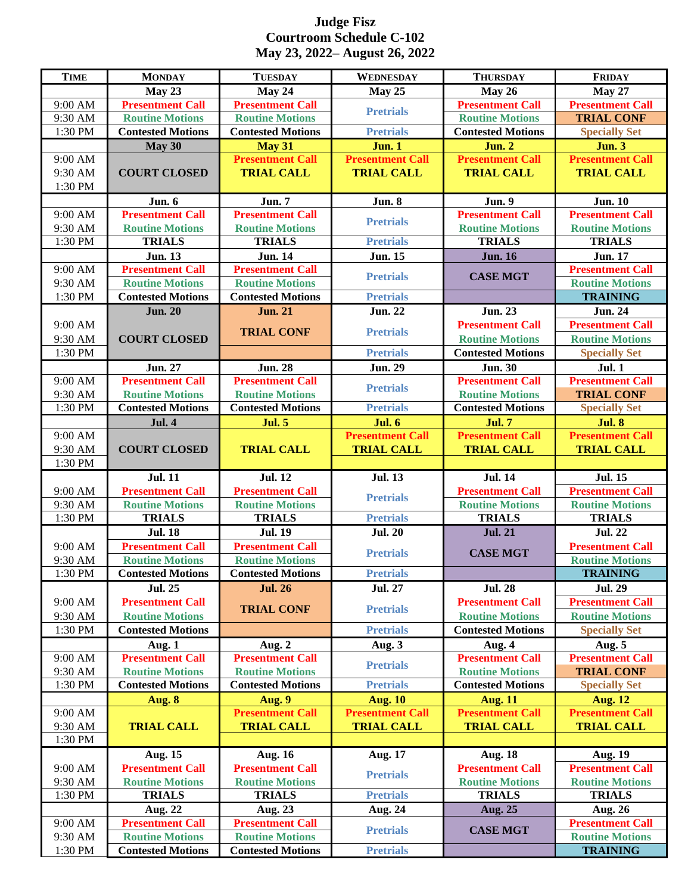# Judge Fisz
## Courtroom Schedule C-102
## May 23, 2022– August 26, 2022

| TIME | MONDAY | TUESDAY | WEDNESDAY | THURSDAY | FRIDAY |
|---|---|---|---|---|---|
| | May 23 | May 24 | May 25 | May 26 | May 27 |
| 9:00 AM | Presentment Call | Presentment Call | Pretrials | Presentment Call | Presentment Call |
| 9:30 AM | Routine Motions | Routine Motions | | Routine Motions | TRIAL CONF |
| 1:30 PM | Contested Motions | Contested Motions | Pretrials | Contested Motions | Specially Set |
| | May 30 | May 31 | Jun. 1 | Jun. 2 | Jun. 3 |
| 9:00 AM | COURT CLOSED | Presentment Call | Presentment Call | Presentment Call | Presentment Call |
| 9:30 AM | | TRIAL CALL | TRIAL CALL | TRIAL CALL | TRIAL CALL |
| 1:30 PM | | | | | |
| | Jun. 6 | Jun. 7 | Jun. 8 | Jun. 9 | Jun. 10 |
| 9:00 AM | Presentment Call | Presentment Call | Pretrials | Presentment Call | Presentment Call |
| 9:30 AM | Routine Motions | Routine Motions | | Routine Motions | Routine Motions |
| 1:30 PM | TRIALS | TRIALS | Pretrials | TRIALS | TRIALS |
| | Jun. 13 | Jun. 14 | Jun. 15 | Jun. 16 | Jun. 17 |
| 9:00 AM | Presentment Call | Presentment Call | Pretrials | CASE MGT | Presentment Call |
| 9:30 AM | Routine Motions | Routine Motions | | | Routine Motions |
| 1:30 PM | Contested Motions | Contested Motions | Pretrials | | TRAINING |
| | Jun. 20 | Jun. 21 | Jun. 22 | Jun. 23 | Jun. 24 |
| 9:00 AM | COURT CLOSED | TRIAL CONF | Pretrials | Presentment Call | Presentment Call |
| 9:30 AM | | | | Routine Motions | Routine Motions |
| 1:30 PM | | | Pretrials | Contested Motions | Specially Set |
| | Jun. 27 | Jun. 28 | Jun. 29 | Jun. 30 | Jul. 1 |
| 9:00 AM | Presentment Call | Presentment Call | Pretrials | Presentment Call | Presentment Call |
| 9:30 AM | Routine Motions | Routine Motions | | Routine Motions | TRIAL CONF |
| 1:30 PM | Contested Motions | Contested Motions | Pretrials | Contested Motions | Specially Set |
| | Jul. 4 | Jul. 5 | Jul. 6 | Jul. 7 | Jul. 8 |
| 9:00 AM | COURT CLOSED | TRIAL CALL | Presentment Call | Presentment Call | Presentment Call |
| 9:30 AM | | | TRIAL CALL | TRIAL CALL | TRIAL CALL |
| 1:30 PM | | | | | |
| | Jul. 11 | Jul. 12 | Jul. 13 | Jul. 14 | Jul. 15 |
| 9:00 AM | Presentment Call | Presentment Call | Pretrials | Presentment Call | Presentment Call |
| 9:30 AM | Routine Motions | Routine Motions | | Routine Motions | Routine Motions |
| 1:30 PM | TRIALS | TRIALS | Pretrials | TRIALS | TRIALS |
| | Jul. 18 | Jul. 19 | Jul. 20 | Jul. 21 | Jul. 22 |
| 9:00 AM | Presentment Call | Presentment Call | Pretrials | CASE MGT | Presentment Call |
| 9:30 AM | Routine Motions | Routine Motions | | | Routine Motions |
| 1:30 PM | Contested Motions | Contested Motions | Pretrials | | TRAINING |
| | Jul. 25 | Jul. 26 | Jul. 27 | Jul. 28 | Jul. 29 |
| 9:00 AM | Presentment Call | TRIAL CONF | Pretrials | Presentment Call | Presentment Call |
| 9:30 AM | Routine Motions | | | Routine Motions | Routine Motions |
| 1:30 PM | Contested Motions | | Pretrials | Contested Motions | Specially Set |
| | Aug. 1 | Aug. 2 | Aug. 3 | Aug. 4 | Aug. 5 |
| 9:00 AM | Presentment Call | Presentment Call | Pretrials | Presentment Call | Presentment Call |
| 9:30 AM | Routine Motions | Routine Motions | | Routine Motions | TRIAL CONF |
| 1:30 PM | Contested Motions | Contested Motions | Pretrials | Contested Motions | Specially Set |
| | Aug. 8 | Aug. 9 | Aug. 10 | Aug. 11 | Aug. 12 |
| 9:00 AM | TRIAL CALL | Presentment Call | Presentment Call | Presentment Call | Presentment Call |
| 9:30 AM | | TRIAL CALL | TRIAL CALL | TRIAL CALL | TRIAL CALL |
| 1:30 PM | | | | | |
| | Aug. 15 | Aug. 16 | Aug. 17 | Aug. 18 | Aug. 19 |
| 9:00 AM | Presentment Call | Presentment Call | Pretrials | Presentment Call | Presentment Call |
| 9:30 AM | Routine Motions | Routine Motions | | Routine Motions | Routine Motions |
| 1:30 PM | TRIALS | TRIALS | Pretrials | TRIALS | TRIALS |
| | Aug. 22 | Aug. 23 | Aug. 24 | Aug. 25 | Aug. 26 |
| 9:00 AM | Presentment Call | Presentment Call | Pretrials | CASE MGT | Presentment Call |
| 9:30 AM | Routine Motions | Routine Motions | | | Routine Motions |
| 1:30 PM | Contested Motions | Contested Motions | Pretrials | | TRAINING |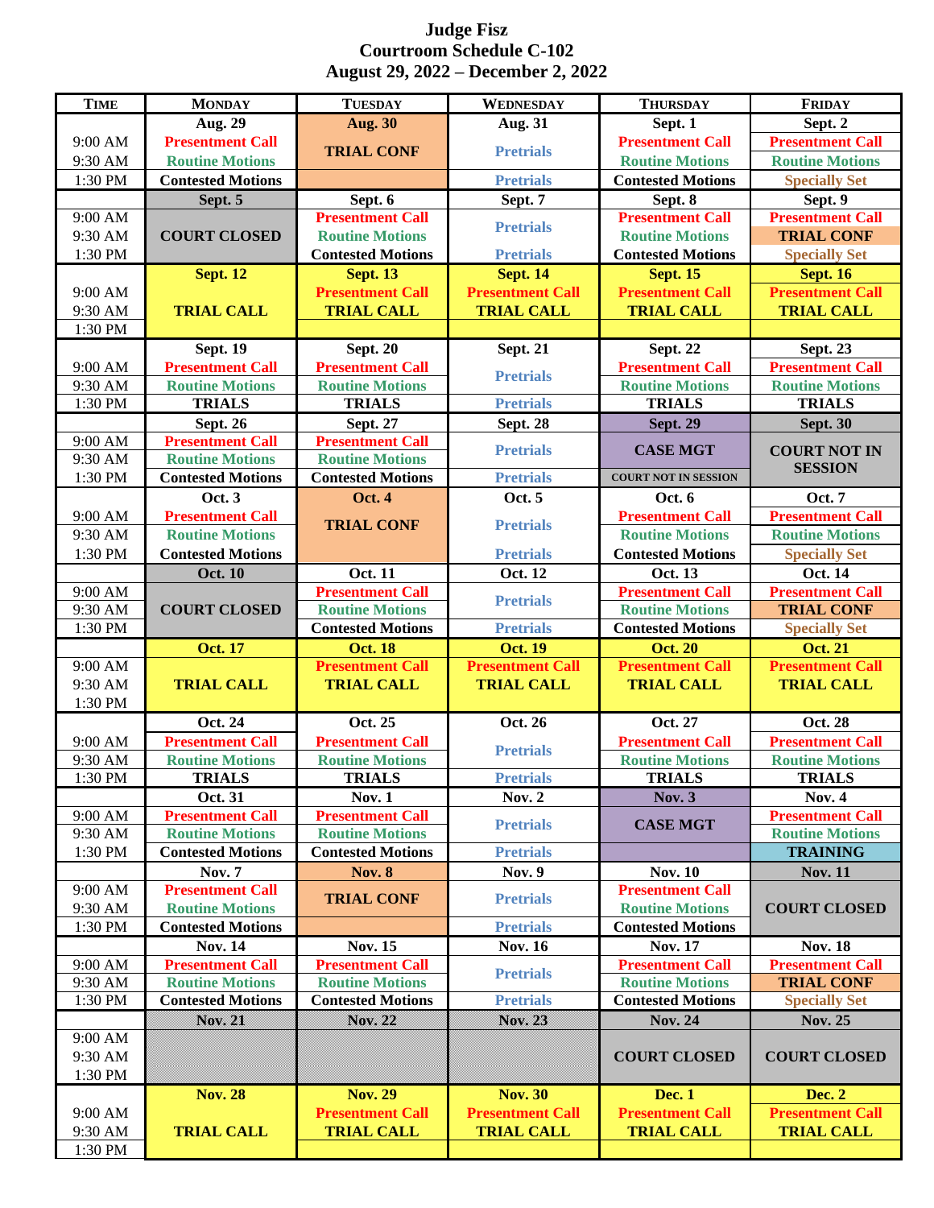**Judge Fisz**
**Courtroom Schedule C-102**
**August 29, 2022 – December 2, 2022**

| Time | Monday | Tuesday | Wednesday | Thursday | Friday |
|---|---|---|---|---|---|
| | **Aug. 29** | **Aug. 30** | **Aug. 31** | **Sept. 1** | **Sept. 2** |
| 9:00 AM | Presentment Call | TRIAL CONF | Pretrials | Presentment Call | Presentment Call |
| 9:30 AM | Routine Motions | | | Routine Motions | Routine Motions |
| 1:30 PM | Contested Motions | | Pretrials | Contested Motions | Specially Set |
| | **Sept. 5** | **Sept. 6** | **Sept. 7** | **Sept. 8** | **Sept. 9** |
| 9:00 AM | COURT CLOSED | Presentment Call | Pretrials | Presentment Call | Presentment Call |
| 9:30 AM | | Routine Motions | | Routine Motions | TRIAL CONF |
| 1:30 PM | | Contested Motions | Pretrials | Contested Motions | Specially Set |
| | **Sept. 12** | **Sept. 13** | **Sept. 14** | **Sept. 15** | **Sept. 16** |
| 9:00 AM | TRIAL CALL | Presentment Call | Presentment Call | Presentment Call | Presentment Call |
| 9:30 AM | | TRIAL CALL | TRIAL CALL | TRIAL CALL | TRIAL CALL |
| 1:30 PM | | | | | |
| | **Sept. 19** | **Sept. 20** | **Sept. 21** | **Sept. 22** | **Sept. 23** |
| 9:00 AM | Presentment Call | Presentment Call | Pretrials | Presentment Call | Presentment Call |
| 9:30 AM | Routine Motions | Routine Motions | | Routine Motions | Routine Motions |
| 1:30 PM | TRIALS | TRIALS | Pretrials | TRIALS | TRIALS |
| | **Sept. 26** | **Sept. 27** | **Sept. 28** | **Sept. 29** | **Sept. 30** |
| 9:00 AM | Presentment Call | Presentment Call | Pretrials | CASE MGT | COURT NOT IN SESSION |
| 9:30 AM | Routine Motions | Routine Motions | | | |
| 1:30 PM | Contested Motions | Contested Motions | Pretrials | COURT NOT IN SESSION | |
| | **Oct. 3** | **Oct. 4** | **Oct. 5** | **Oct. 6** | **Oct. 7** |
| 9:00 AM | Presentment Call | TRIAL CONF | Pretrials | Presentment Call | Presentment Call |
| 9:30 AM | Routine Motions | | | Routine Motions | Routine Motions |
| 1:30 PM | Contested Motions | | Pretrials | Contested Motions | Specially Set |
| | **Oct. 10** | **Oct. 11** | **Oct. 12** | **Oct. 13** | **Oct. 14** |
| 9:00 AM | COURT CLOSED | Presentment Call | Pretrials | Presentment Call | Presentment Call |
| 9:30 AM | | Routine Motions | | Routine Motions | TRIAL CONF |
| 1:30 PM | | Contested Motions | Pretrials | Contested Motions | Specially Set |
| | **Oct. 17** | **Oct. 18** | **Oct. 19** | **Oct. 20** | **Oct. 21** |
| 9:00 AM | TRIAL CALL | Presentment Call | Presentment Call | Presentment Call | Presentment Call |
| 9:30 AM | | TRIAL CALL | TRIAL CALL | TRIAL CALL | TRIAL CALL |
| 1:30 PM | | | | | |
| | **Oct. 24** | **Oct. 25** | **Oct. 26** | **Oct. 27** | **Oct. 28** |
| 9:00 AM | Presentment Call | Presentment Call | Pretrials | Presentment Call | Presentment Call |
| 9:30 AM | Routine Motions | Routine Motions | | Routine Motions | Routine Motions |
| 1:30 PM | TRIALS | TRIALS | Pretrials | TRIALS | TRIALS |
| | **Oct. 31** | **Nov. 1** | **Nov. 2** | **Nov. 3** | **Nov. 4** |
| 9:00 AM | Presentment Call | Presentment Call | Pretrials | CASE MGT | Presentment Call |
| 9:30 AM | Routine Motions | Routine Motions | | | Routine Motions |
| 1:30 PM | Contested Motions | Contested Motions | Pretrials | | TRAINING |
| | **Nov. 7** | **Nov. 8** | **Nov. 9** | **Nov. 10** | **Nov. 11** |
| 9:00 AM | Presentment Call | TRIAL CONF | Pretrials | Presentment Call | COURT CLOSED |
| 9:30 AM | Routine Motions | | | Routine Motions | |
| 1:30 PM | Contested Motions | | Pretrials | Contested Motions | |
| | **Nov. 14** | **Nov. 15** | **Nov. 16** | **Nov. 17** | **Nov. 18** |
| 9:00 AM | Presentment Call | Presentment Call | Pretrials | Presentment Call | Presentment Call |
| 9:30 AM | Routine Motions | Routine Motions | | Routine Motions | TRIAL CONF |
| 1:30 PM | Contested Motions | Contested Motions | Pretrials | Contested Motions | Specially Set |
| | **Nov. 21** | **Nov. 22** | **Nov. 23** | **Nov. 24** | **Nov. 25** |
| 9:00 AM | | | | COURT CLOSED | COURT CLOSED |
| 9:30 AM | | | | | |
| 1:30 PM | | | | | |
| | **Nov. 28** | **Nov. 29** | **Nov. 30** | **Dec. 1** | **Dec. 2** |
| 9:00 AM | TRIAL CALL | Presentment Call | Presentment Call | Presentment Call | Presentment Call |
| 9:30 AM | | TRIAL CALL | TRIAL CALL | TRIAL CALL | TRIAL CALL |
| 1:30 PM | | | | | |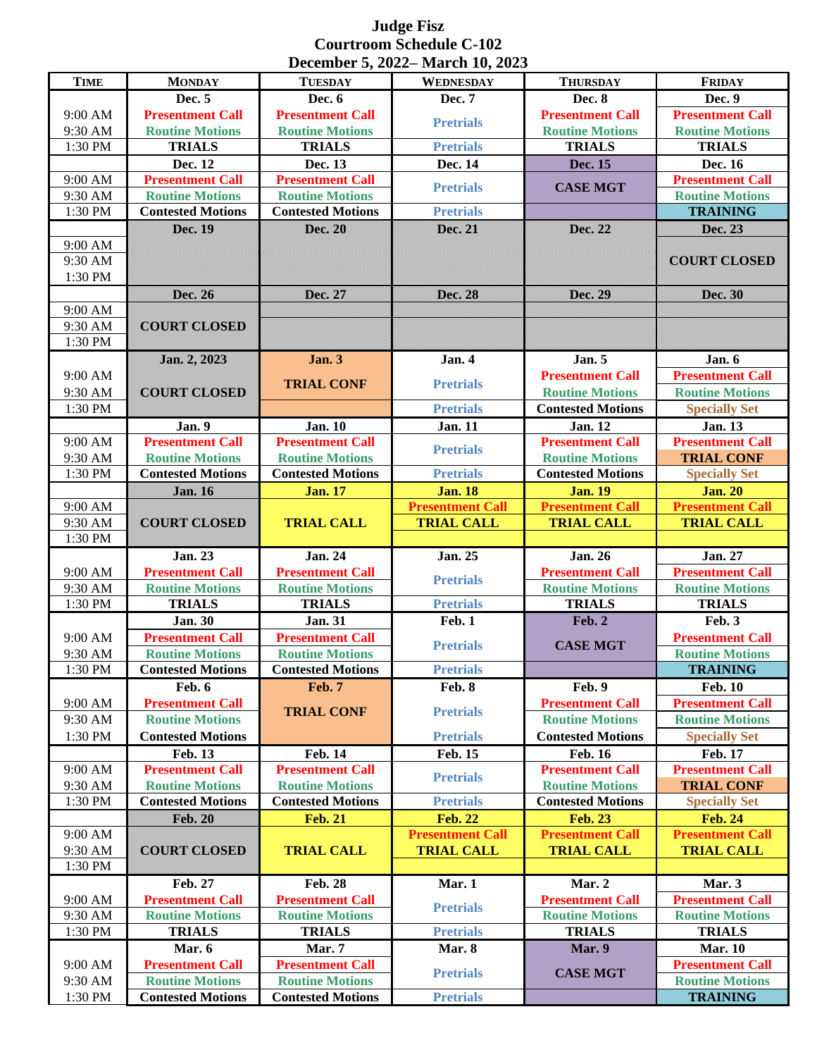# Judge Fisz
## Courtroom Schedule C-102
## December 5, 2022– March 10, 2023

| TIME | MONDAY | TUESDAY | WEDNESDAY | THURSDAY | FRIDAY |
|---|---|---|---|---|---|
| | Dec. 5 | Dec. 6 | Dec. 7 | Dec. 8 | Dec. 9 |
| 9:00 AM | Presentment Call | Presentment Call | Pretrials | Presentment Call | Presentment Call |
| 9:30 AM | Routine Motions | Routine Motions | | Routine Motions | Routine Motions |
| 1:30 PM | TRIALS | TRIALS | Pretrials | TRIALS | TRIALS |
| | Dec. 12 | Dec. 13 | Dec. 14 | Dec. 15 | Dec. 16 |
| 9:00 AM | Presentment Call | Presentment Call | Pretrials | CASE MGT | Presentment Call |
| 9:30 AM | Routine Motions | Routine Motions | | | Routine Motions |
| 1:30 PM | Contested Motions | Contested Motions | Pretrials | | TRAINING |
| | Dec. 19 | Dec. 20 | Dec. 21 | Dec. 22 | Dec. 23 |
| 9:00 AM | | | | | COURT CLOSED |
| 9:30 AM | | | | | |
| 1:30 PM | | | | | |
| | Dec. 26 | Dec. 27 | Dec. 28 | Dec. 29 | Dec. 30 |
| 9:00 AM | COURT CLOSED | | | | |
| 9:30 AM | | | | | |
| 1:30 PM | | | | | |
| | Jan. 2, 2023 | Jan. 3 | Jan. 4 | Jan. 5 | Jan. 6 |
| 9:00 AM | COURT CLOSED | TRIAL CONF | Pretrials | Presentment Call | Presentment Call |
| 9:30 AM | | | | Routine Motions | Routine Motions |
| 1:30 PM | | | Pretrials | Contested Motions | Specially Set |
| | Jan. 9 | Jan. 10 | Jan. 11 | Jan. 12 | Jan. 13 |
| 9:00 AM | Presentment Call | Presentment Call | Pretrials | Presentment Call | Presentment Call |
| 9:30 AM | Routine Motions | Routine Motions | | Routine Motions | TRIAL CONF |
| 1:30 PM | Contested Motions | Contested Motions | Pretrials | Contested Motions | Specially Set |
| | Jan. 16 | Jan. 17 | Jan. 18 | Jan. 19 | Jan. 20 |
| 9:00 AM | COURT CLOSED | TRIAL CALL | Presentment Call | Presentment Call | Presentment Call |
| 9:30 AM | | | TRIAL CALL | TRIAL CALL | TRIAL CALL |
| 1:30 PM | | | | | |
| | Jan. 23 | Jan. 24 | Jan. 25 | Jan. 26 | Jan. 27 |
| 9:00 AM | Presentment Call | Presentment Call | Pretrials | Presentment Call | Presentment Call |
| 9:30 AM | Routine Motions | Routine Motions | | Routine Motions | Routine Motions |
| 1:30 PM | TRIALS | TRIALS | Pretrials | TRIALS | TRIALS |
| | Jan. 30 | Jan. 31 | Feb. 1 | Feb. 2 | Feb. 3 |
| 9:00 AM | Presentment Call | Presentment Call | Pretrials | CASE MGT | Presentment Call |
| 9:30 AM | Routine Motions | Routine Motions | | | Routine Motions |
| 1:30 PM | Contested Motions | Contested Motions | Pretrials | | TRAINING |
| | Feb. 6 | Feb. 7 | Feb. 8 | Feb. 9 | Feb. 10 |
| 9:00 AM | Presentment Call | TRIAL CONF | Pretrials | Presentment Call | Presentment Call |
| 9:30 AM | Routine Motions | | | Routine Motions | Routine Motions |
| 1:30 PM | Contested Motions | | Pretrials | Contested Motions | Specially Set |
| | Feb. 13 | Feb. 14 | Feb. 15 | Feb. 16 | Feb. 17 |
| 9:00 AM | Presentment Call | Presentment Call | Pretrials | Presentment Call | Presentment Call |
| 9:30 AM | Routine Motions | Routine Motions | | Routine Motions | TRIAL CONF |
| 1:30 PM | Contested Motions | Contested Motions | Pretrials | Contested Motions | Specially Set |
| | Feb. 20 | Feb. 21 | Feb. 22 | Feb. 23 | Feb. 24 |
| 9:00 AM | COURT CLOSED | TRIAL CALL | Presentment Call | Presentment Call | Presentment Call |
| 9:30 AM | | | TRIAL CALL | TRIAL CALL | TRIAL CALL |
| 1:30 PM | | | | | |
| | Feb. 27 | Feb. 28 | Mar. 1 | Mar. 2 | Mar. 3 |
| 9:00 AM | Presentment Call | Presentment Call | Pretrials | Presentment Call | Presentment Call |
| 9:30 AM | Routine Motions | Routine Motions | | Routine Motions | Routine Motions |
| 1:30 PM | TRIALS | TRIALS | Pretrials | TRIALS | TRIALS |
| | Mar. 6 | Mar. 7 | Mar. 8 | Mar. 9 | Mar. 10 |
| 9:00 AM | Presentment Call | Presentment Call | Pretrials | CASE MGT | Presentment Call |
| 9:30 AM | Routine Motions | Routine Motions | | | Routine Motions |
| 1:30 PM | Contested Motions | Contested Motions | Pretrials | | TRAINING |